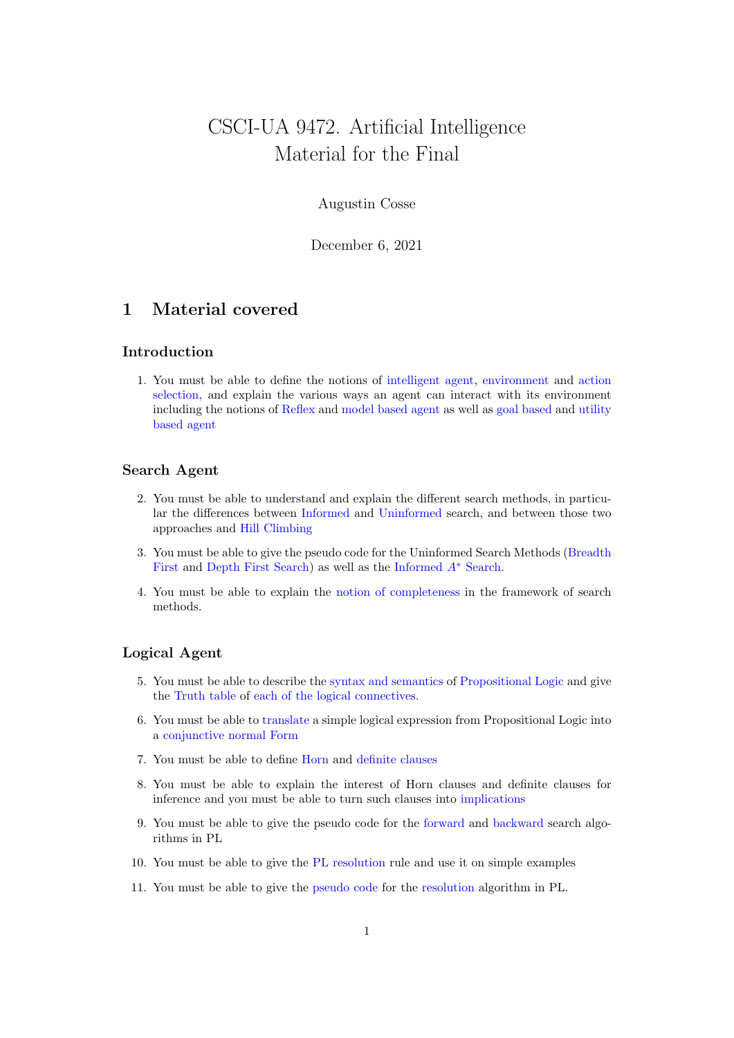# CSCI-UA 9472. Artificial Intelligence
# Material for the Final

Augustin Cosse

December 6, 2021

## 1 Material covered

### Introduction

1. You must be able to define the notions of intelligent agent, environment and action selection, and explain the various ways an agent can interact with its environment including the notions of Reflex and model based agent as well as goal based and utility based agent

### Search Agent

2. You must be able to understand and explain the different search methods, in particular the differences between Informed and Uninformed search, and between those two approaches and Hill Climbing
3. You must be able to give the pseudo code for the Uninformed Search Methods (Breadth First and Depth First Search) as well as the Informed $A^*$ Search.
4. You must be able to explain the notion of completeness in the framework of search methods.

### Logical Agent

5. You must be able to describe the syntax and semantics of Propositional Logic and give the Truth table of each of the logical connectives.
6. You must be able to translate a simple logical expression from Propositional Logic into a conjunctive normal Form
7. You must be able to define Horn and definite clauses
8. You must be able to explain the interest of Horn clauses and definite clauses for inference and you must be able to turn such clauses into implications
9. You must be able to give the pseudo code for the forward and backward search algorithms in PL
10. You must be able to give the PL resolution rule and use it on simple examples
11. You must be able to give the pseudo code for the resolution algorithm in PL.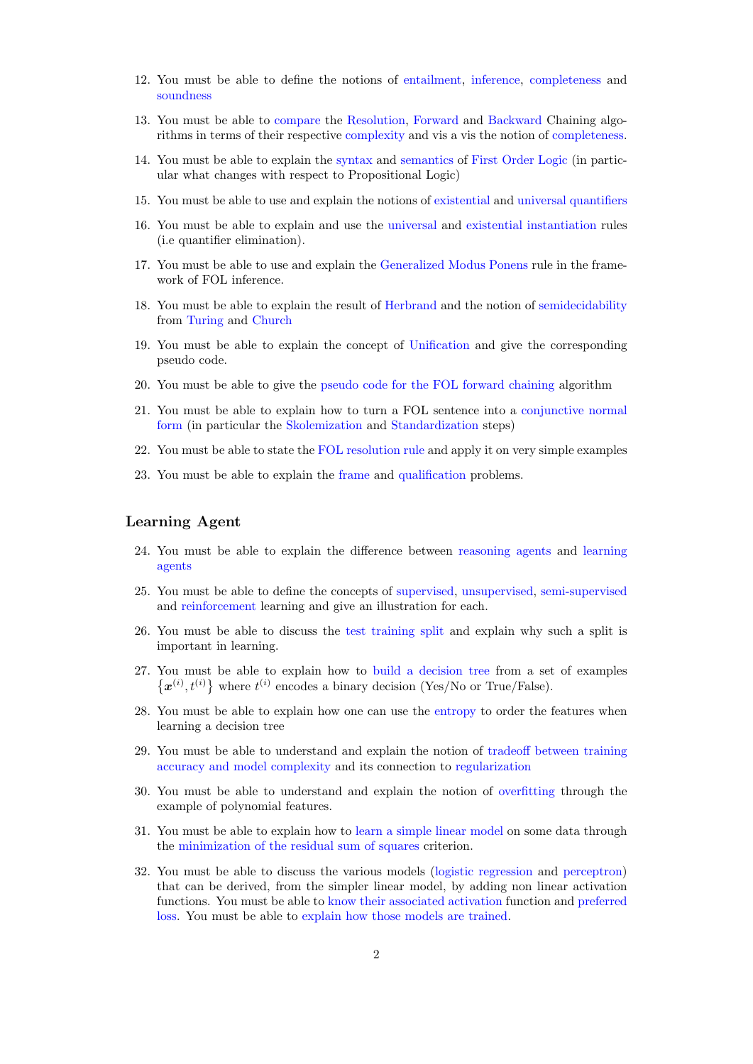12. You must be able to define the notions of entailment, inference, completeness and soundness

13. You must be able to compare the Resolution, Forward and Backward Chaining algorithms in terms of their respective complexity and vis a vis the notion of completeness.

14. You must be able to explain the syntax and semantics of First Order Logic (in particular what changes with respect to Propositional Logic)

15. You must be able to use and explain the notions of existential and universal quantifiers

16. You must be able to explain and use the universal and existential instantiation rules (i.e quantifier elimination).

17. You must be able to use and explain the Generalized Modus Ponens rule in the framework of FOL inference.

18. You must be able to explain the result of Herbrand and the notion of semidecidability from Turing and Church

19. You must be able to explain the concept of Unification and give the corresponding pseudo code.

20. You must be able to give the pseudo code for the FOL forward chaining algorithm

21. You must be able to explain how to turn a FOL sentence into a conjunctive normal form (in particular the Skolemization and Standardization steps)

22. You must be able to state the FOL resolution rule and apply it on very simple examples

23. You must be able to explain the frame and qualification problems.

## Learning Agent

24. You must be able to explain the difference between reasoning agents and learning agents

25. You must be able to define the concepts of supervised, unsupervised, semi-supervised and reinforcement learning and give an illustration for each.

26. You must be able to discuss the test training split and explain why such a split is important in learning.

27. You must be able to explain how to build a decision tree from a set of examples $\{\boldsymbol{x}^{(i)}, t^{(i)}\}$ where $t^{(i)}$ encodes a binary decision (Yes/No or True/False).

28. You must be able to explain how one can use the entropy to order the features when learning a decision tree

29. You must be able to understand and explain the notion of tradeoff between training accuracy and model complexity and its connection to regularization

30. You must be able to understand and explain the notion of overfitting through the example of polynomial features.

31. You must be able to explain how to learn a simple linear model on some data through the minimization of the residual sum of squares criterion.

32. You must be able to discuss the various models (logistic regression and perceptron) that can be derived, from the simpler linear model, by adding non linear activation functions. You must be able to know their associated activation function and preferred loss. You must be able to explain how those models are trained.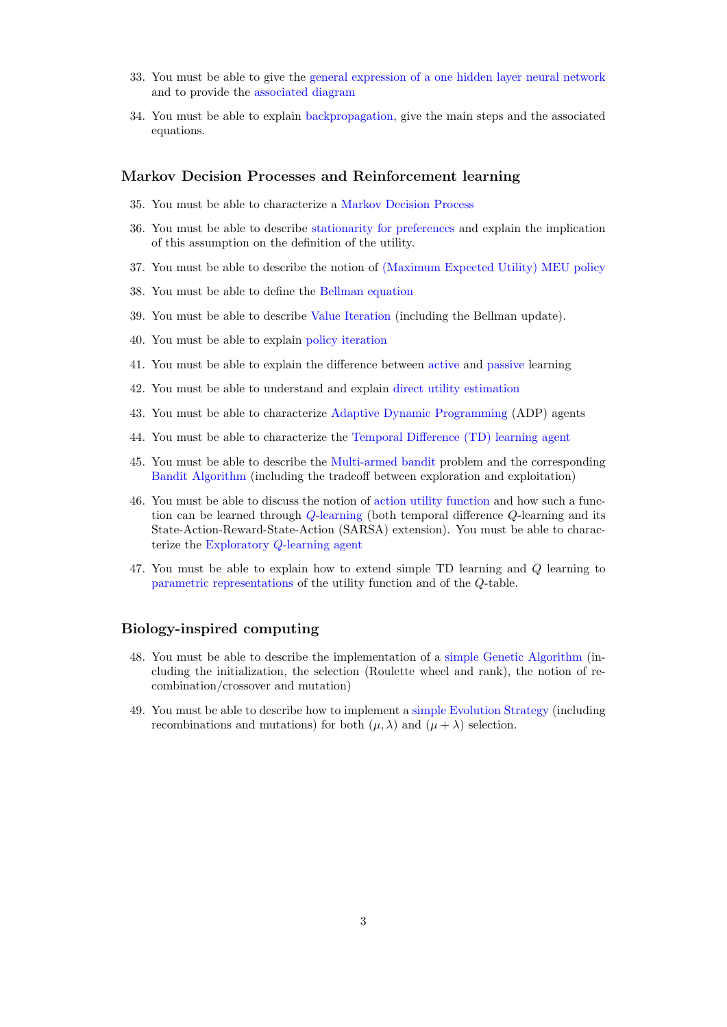33. You must be able to give the general expression of a one hidden layer neural network and to provide the associated diagram

34. You must be able to explain backpropagation, give the main steps and the associated equations.

## Markov Decision Processes and Reinforcement learning

35. You must be able to characterize a Markov Decision Process

36. You must be able to describe stationarity for preferences and explain the implication of this assumption on the definition of the utility.

37. You must be able to describe the notion of (Maximum Expected Utility) MEU policy

38. You must be able to define the Bellman equation

39. You must be able to describe Value Iteration (including the Bellman update).

40. You must be able to explain policy iteration

41. You must be able to explain the difference between active and passive learning

42. You must be able to understand and explain direct utility estimation

43. You must be able to characterize Adaptive Dynamic Programming (ADP) agents

44. You must be able to characterize the Temporal Difference (TD) learning agent

45. You must be able to describe the Multi-armed bandit problem and the corresponding Bandit Algorithm (including the tradeoff between exploration and exploitation)

46. You must be able to discuss the notion of action utility function and how such a function can be learned through $Q$-learning (both temporal difference $Q$-learning and its State-Action-Reward-State-Action (SARSA) extension). You must be able to characterize the Exploratory $Q$-learning agent

47. You must be able to explain how to extend simple TD learning and $Q$ learning to parametric representations of the utility function and of the $Q$-table.

## Biology-inspired computing

48. You must be able to describe the implementation of a simple Genetic Algorithm (including the initialization, the selection (Roulette wheel and rank), the notion of recombination/crossover and mutation)

49. You must be able to describe how to implement a simple Evolution Strategy (including recombinations and mutations) for both $(\mu, \lambda)$ and $(\mu + \lambda)$ selection.